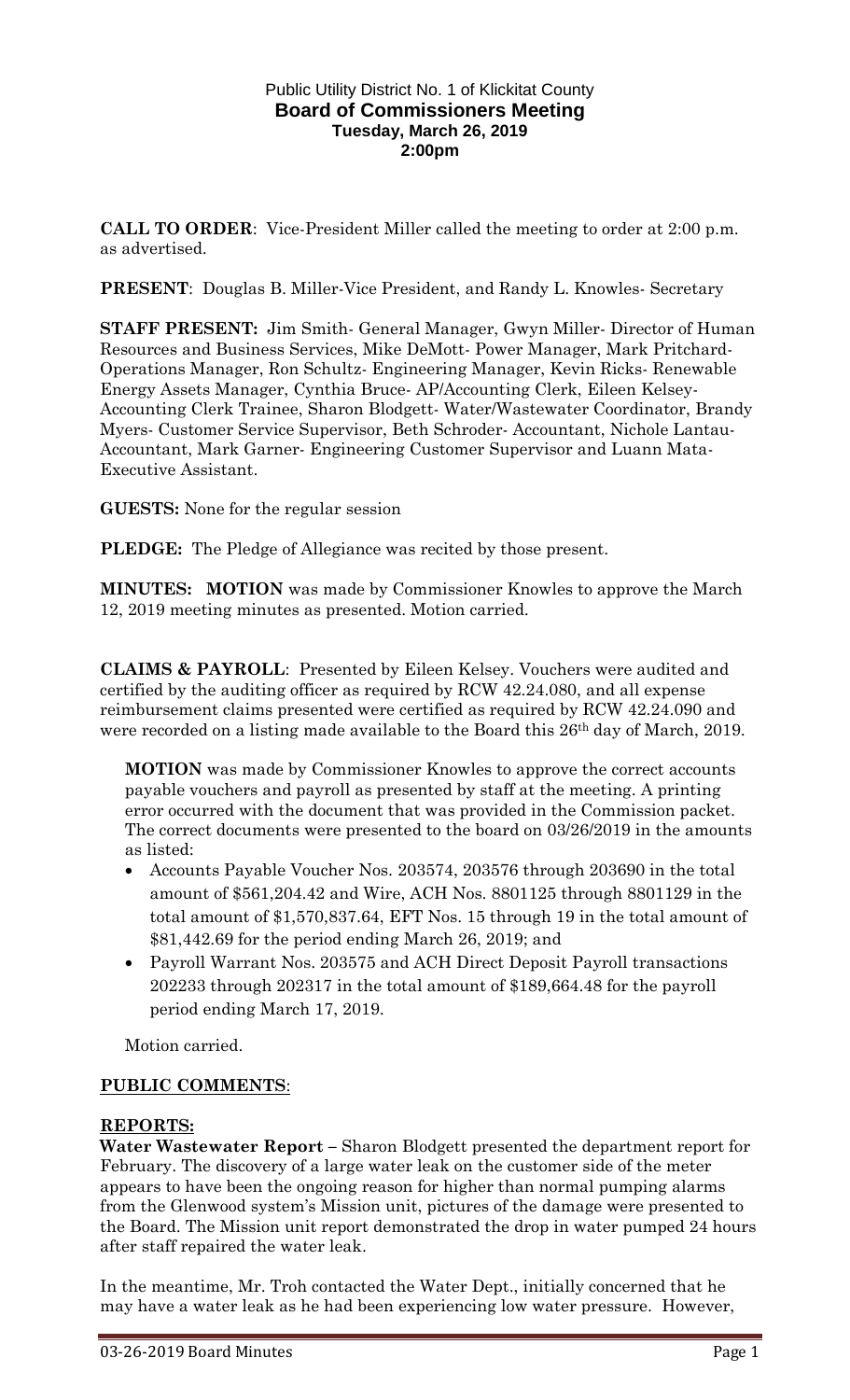Public Utility District No. 1 of Klickitat County
**Board of Commissioners Meeting**
**Tuesday, March 26, 2019**
**2:00pm**

**CALL TO ORDER**: Vice-President Miller called the meeting to order at 2:00 p.m. as advertised.

**PRESENT**: Douglas B. Miller-Vice President, and Randy L. Knowles- Secretary

**STAFF PRESENT:** Jim Smith- General Manager, Gwyn Miller- Director of Human Resources and Business Services, Mike DeMott- Power Manager, Mark Pritchard-Operations Manager, Ron Schultz- Engineering Manager, Kevin Ricks- Renewable Energy Assets Manager, Cynthia Bruce- AP/Accounting Clerk, Eileen Kelsey-Accounting Clerk Trainee, Sharon Blodgett- Water/Wastewater Coordinator, Brandy Myers- Customer Service Supervisor, Beth Schroder- Accountant, Nichole Lantau-Accountant, Mark Garner- Engineering Customer Supervisor and Luann Mata-Executive Assistant.

**GUESTS:** None for the regular session

**PLEDGE:** The Pledge of Allegiance was recited by those present.

**MINUTES: MOTION** was made by Commissioner Knowles to approve the March 12, 2019 meeting minutes as presented. Motion carried.

**CLAIMS & PAYROLL**: Presented by Eileen Kelsey. Vouchers were audited and certified by the auditing officer as required by RCW 42.24.080, and all expense reimbursement claims presented were certified as required by RCW 42.24.090 and were recorded on a listing made available to the Board this 26th day of March, 2019.

**MOTION** was made by Commissioner Knowles to approve the correct accounts payable vouchers and payroll as presented by staff at the meeting. A printing error occurred with the document that was provided in the Commission packet. The correct documents were presented to the board on 03/26/2019 in the amounts as listed:

- Accounts Payable Voucher Nos. 203574, 203576 through 203690 in the total amount of $561,204.42 and Wire, ACH Nos. 8801125 through 8801129 in the total amount of $1,570,837.64, EFT Nos. 15 through 19 in the total amount of $81,442.69 for the period ending March 26, 2019; and
- Payroll Warrant Nos. 203575 and ACH Direct Deposit Payroll transactions 202233 through 202317 in the total amount of $189,664.48 for the payroll period ending March 17, 2019.

Motion carried.

**PUBLIC COMMENTS**:

**REPORTS:**

**Water Wastewater Report –** Sharon Blodgett presented the department report for February. The discovery of a large water leak on the customer side of the meter appears to have been the ongoing reason for higher than normal pumping alarms from the Glenwood system's Mission unit, pictures of the damage were presented to the Board. The Mission unit report demonstrated the drop in water pumped 24 hours after staff repaired the water leak.

In the meantime, Mr. Troh contacted the Water Dept., initially concerned that he may have a water leak as he had been experiencing low water pressure. However,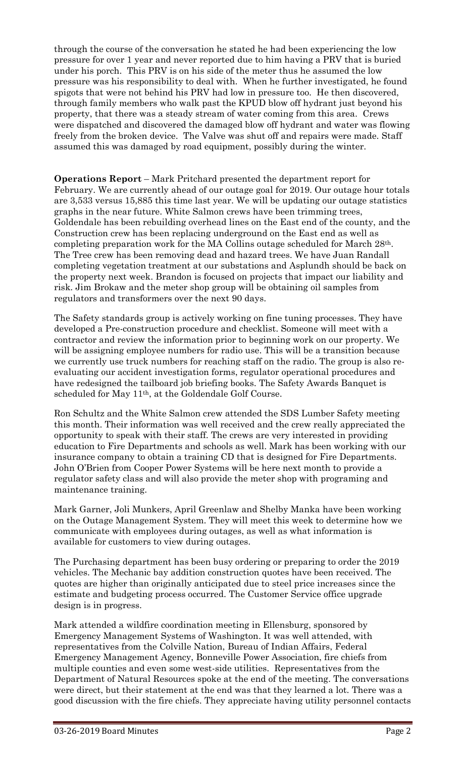through the course of the conversation he stated he had been experiencing the low pressure for over 1 year and never reported due to him having a PRV that is buried under his porch. This PRV is on his side of the meter thus he assumed the low pressure was his responsibility to deal with. When he further investigated, he found spigots that were not behind his PRV had low in pressure too. He then discovered, through family members who walk past the KPUD blow off hydrant just beyond his property, that there was a steady stream of water coming from this area. Crews were dispatched and discovered the damaged blow off hydrant and water was flowing freely from the broken device. The Valve was shut off and repairs were made. Staff assumed this was damaged by road equipment, possibly during the winter.

**Operations Report** – Mark Pritchard presented the department report for February. We are currently ahead of our outage goal for 2019. Our outage hour totals are 3,533 versus 15,885 this time last year. We will be updating our outage statistics graphs in the near future. White Salmon crews have been trimming trees, Goldendale has been rebuilding overhead lines on the East end of the county, and the Construction crew has been replacing underground on the East end as well as completing preparation work for the MA Collins outage scheduled for March 28th. The Tree crew has been removing dead and hazard trees. We have Juan Randall completing vegetation treatment at our substations and Asplundh should be back on the property next week. Brandon is focused on projects that impact our liability and risk. Jim Brokaw and the meter shop group will be obtaining oil samples from regulators and transformers over the next 90 days.

The Safety standards group is actively working on fine tuning processes. They have developed a Pre-construction procedure and checklist. Someone will meet with a contractor and review the information prior to beginning work on our property. We will be assigning employee numbers for radio use. This will be a transition because we currently use truck numbers for reaching staff on the radio. The group is also re-evaluating our accident investigation forms, regulator operational procedures and have redesigned the tailboard job briefing books. The Safety Awards Banquet is scheduled for May 11th, at the Goldendale Golf Course.

Ron Schultz and the White Salmon crew attended the SDS Lumber Safety meeting this month. Their information was well received and the crew really appreciated the opportunity to speak with their staff. The crews are very interested in providing education to Fire Departments and schools as well. Mark has been working with our insurance company to obtain a training CD that is designed for Fire Departments. John O'Brien from Cooper Power Systems will be here next month to provide a regulator safety class and will also provide the meter shop with programing and maintenance training.

Mark Garner, Joli Munkers, April Greenlaw and Shelby Manka have been working on the Outage Management System. They will meet this week to determine how we communicate with employees during outages, as well as what information is available for customers to view during outages.

The Purchasing department has been busy ordering or preparing to order the 2019 vehicles. The Mechanic bay addition construction quotes have been received. The quotes are higher than originally anticipated due to steel price increases since the estimate and budgeting process occurred. The Customer Service office upgrade design is in progress.

Mark attended a wildfire coordination meeting in Ellensburg, sponsored by Emergency Management Systems of Washington. It was well attended, with representatives from the Colville Nation, Bureau of Indian Affairs, Federal Emergency Management Agency, Bonneville Power Association, fire chiefs from multiple counties and even some west-side utilities. Representatives from the Department of Natural Resources spoke at the end of the meeting. The conversations were direct, but their statement at the end was that they learned a lot. There was a good discussion with the fire chiefs. They appreciate having utility personnel contacts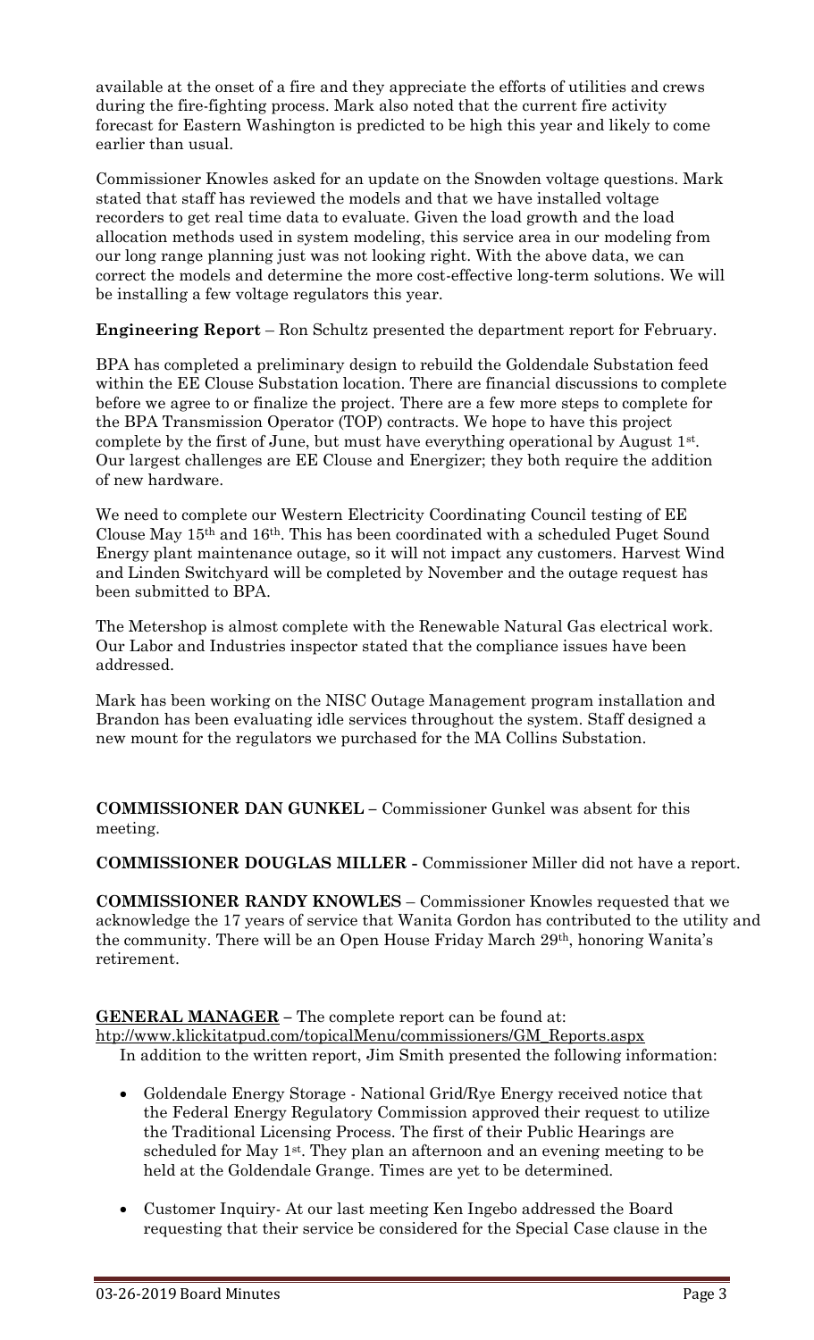available at the onset of a fire and they appreciate the efforts of utilities and crews during the fire-fighting process. Mark also noted that the current fire activity forecast for Eastern Washington is predicted to be high this year and likely to come earlier than usual.

Commissioner Knowles asked for an update on the Snowden voltage questions. Mark stated that staff has reviewed the models and that we have installed voltage recorders to get real time data to evaluate. Given the load growth and the load allocation methods used in system modeling, this service area in our modeling from our long range planning just was not looking right. With the above data, we can correct the models and determine the more cost-effective long-term solutions. We will be installing a few voltage regulators this year.

**Engineering Report** – Ron Schultz presented the department report for February.

BPA has completed a preliminary design to rebuild the Goldendale Substation feed within the EE Clouse Substation location. There are financial discussions to complete before we agree to or finalize the project. There are a few more steps to complete for the BPA Transmission Operator (TOP) contracts. We hope to have this project complete by the first of June, but must have everything operational by August 1st. Our largest challenges are EE Clouse and Energizer; they both require the addition of new hardware.

We need to complete our Western Electricity Coordinating Council testing of EE Clouse May 15th and 16th. This has been coordinated with a scheduled Puget Sound Energy plant maintenance outage, so it will not impact any customers. Harvest Wind and Linden Switchyard will be completed by November and the outage request has been submitted to BPA.

The Metershop is almost complete with the Renewable Natural Gas electrical work. Our Labor and Industries inspector stated that the compliance issues have been addressed.

Mark has been working on the NISC Outage Management program installation and Brandon has been evaluating idle services throughout the system. Staff designed a new mount for the regulators we purchased for the MA Collins Substation.

**COMMISSIONER DAN GUNKEL** – Commissioner Gunkel was absent for this meeting.

**COMMISSIONER DOUGLAS MILLER -** Commissioner Miller did not have a report.

**COMMISSIONER RANDY KNOWLES** – Commissioner Knowles requested that we acknowledge the 17 years of service that Wanita Gordon has contributed to the utility and the community. There will be an Open House Friday March 29th, honoring Wanita's retirement.

**GENERAL MANAGER** – The complete report can be found at: http://www.klickitatpud.com/topicalMenu/commissioners/GM_Reports.aspx
In addition to the written report, Jim Smith presented the following information:

- Goldendale Energy Storage - National Grid/Rye Energy received notice that the Federal Energy Regulatory Commission approved their request to utilize the Traditional Licensing Process. The first of their Public Hearings are scheduled for May 1st. They plan an afternoon and an evening meeting to be held at the Goldendale Grange. Times are yet to be determined.

- Customer Inquiry- At our last meeting Ken Ingebo addressed the Board requesting that their service be considered for the Special Case clause in the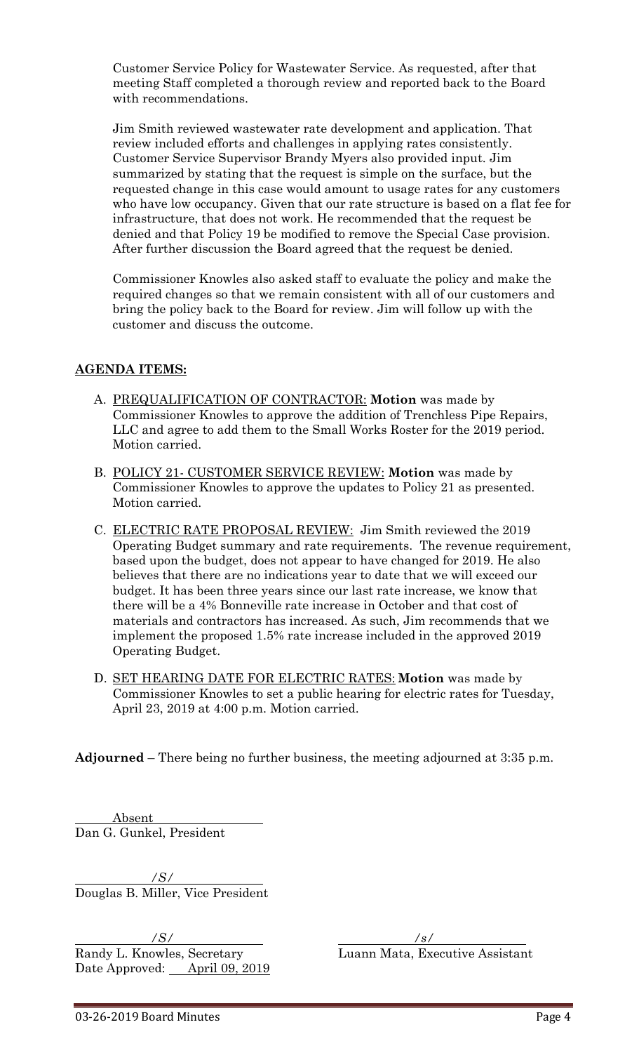Customer Service Policy for Wastewater Service. As requested, after that meeting Staff completed a thorough review and reported back to the Board with recommendations.

Jim Smith reviewed wastewater rate development and application. That review included efforts and challenges in applying rates consistently. Customer Service Supervisor Brandy Myers also provided input. Jim summarized by stating that the request is simple on the surface, but the requested change in this case would amount to usage rates for any customers who have low occupancy. Given that our rate structure is based on a flat fee for infrastructure, that does not work. He recommended that the request be denied and that Policy 19 be modified to remove the Special Case provision. After further discussion the Board agreed that the request be denied.

Commissioner Knowles also asked staff to evaluate the policy and make the required changes so that we remain consistent with all of our customers and bring the policy back to the Board for review. Jim will follow up with the customer and discuss the outcome.

## AGENDA ITEMS:

A. PREQUALIFICATION OF CONTRACTOR: **Motion** was made by Commissioner Knowles to approve the addition of Trenchless Pipe Repairs, LLC and agree to add them to the Small Works Roster for the 2019 period. Motion carried.

B. POLICY 21- CUSTOMER SERVICE REVIEW: **Motion** was made by Commissioner Knowles to approve the updates to Policy 21 as presented. Motion carried.

C. ELECTRIC RATE PROPOSAL REVIEW: Jim Smith reviewed the 2019 Operating Budget summary and rate requirements. The revenue requirement, based upon the budget, does not appear to have changed for 2019. He also believes that there are no indications year to date that we will exceed our budget. It has been three years since our last rate increase, we know that there will be a 4% Bonneville rate increase in October and that cost of materials and contractors has increased. As such, Jim recommends that we implement the proposed 1.5% rate increase included in the approved 2019 Operating Budget.

D. SET HEARING DATE FOR ELECTRIC RATES: **Motion** was made by Commissioner Knowles to set a public hearing for electric rates for Tuesday, April 23, 2019 at 4:00 p.m. Motion carried.

**Adjourned** – There being no further business, the meeting adjourned at 3:35 p.m.

Absent
Dan G. Gunkel, President

/S/
Douglas B. Miller, Vice President

/S/
Randy L. Knowles, Secretary
Date Approved: April 09, 2019

/s/
Luann Mata, Executive Assistant